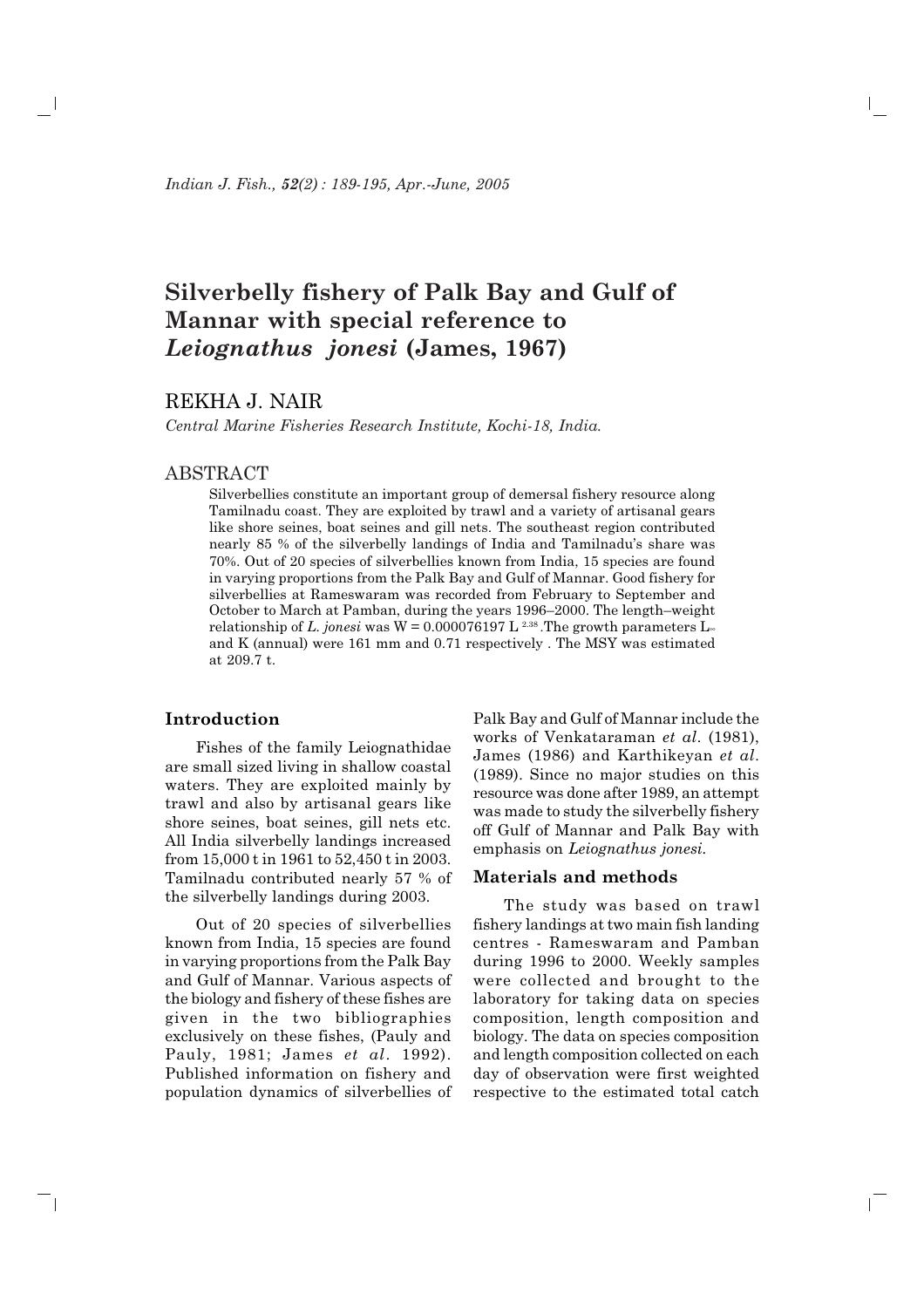# Silverbelly fishery of Palk Bay and Gulf of Mannar with special reference to *Leiognathus jonesi* (James, 1967)

REKHA J. NAIR

*Central Marine Fisheries Research Institute, Kochi-18, India.*

## ABSTRACT

Silverbellies constitute an important group of demersal fishery resource along Tamilnadu coast. They are exploited by trawl and a variety of artisanal gears like shore seines, boat seines and gill nets. The southeast region contributed nearly 85 % of the silverbelly landings of India and Tamilnadu's share was 70%. Out of 20 species of silverbellies known from India, 15 species are found in varying proportions from the Palk Bay and Gulf of Mannar. Good fishery for silverbellies at Rameswaram was recorded from February to September and October to March at Pamban, during the years 1996–2000. The length–weight relationship of *L. jonesi* was $W = 0.000076197 L^{2.38}$. The growth parameters $L_\infty$ and K (annual) were 161 mm and 0.71 respectively . The MSY was estimated at 209.7 t.

## Introduction

Fishes of the family Leiognathidae are small sized living in shallow coastal waters. They are exploited mainly by trawl and also by artisanal gears like shore seines, boat seines, gill nets etc. All India silverbelly landings increased from 15,000 t in 1961 to 52,450 t in 2003. Tamilnadu contributed nearly 57 % of the silverbelly landings during 2003.

Out of 20 species of silverbellies known from India, 15 species are found in varying proportions from the Palk Bay and Gulf of Mannar. Various aspects of the biology and fishery of these fishes are given in the two bibliographies exclusively on these fishes, (Pauly and Pauly, 1981; James *et al*. 1992). Published information on fishery and population dynamics of silverbellies of Palk Bay and Gulf of Mannar include the works of Venkataraman *et al*. (1981), James (1986) and Karthikeyan *et al*. (1989). Since no major studies on this resource was done after 1989, an attempt was made to study the silverbelly fishery off Gulf of Mannar and Palk Bay with emphasis on *Leiognathus jonesi*.

## Materials and methods

The study was based on trawl fishery landings at two main fish landing centres - Rameswaram and Pamban during 1996 to 2000. Weekly samples were collected and brought to the laboratory for taking data on species composition, length composition and biology. The data on species composition and length composition collected on each day of observation were first weighted respective to the estimated total catch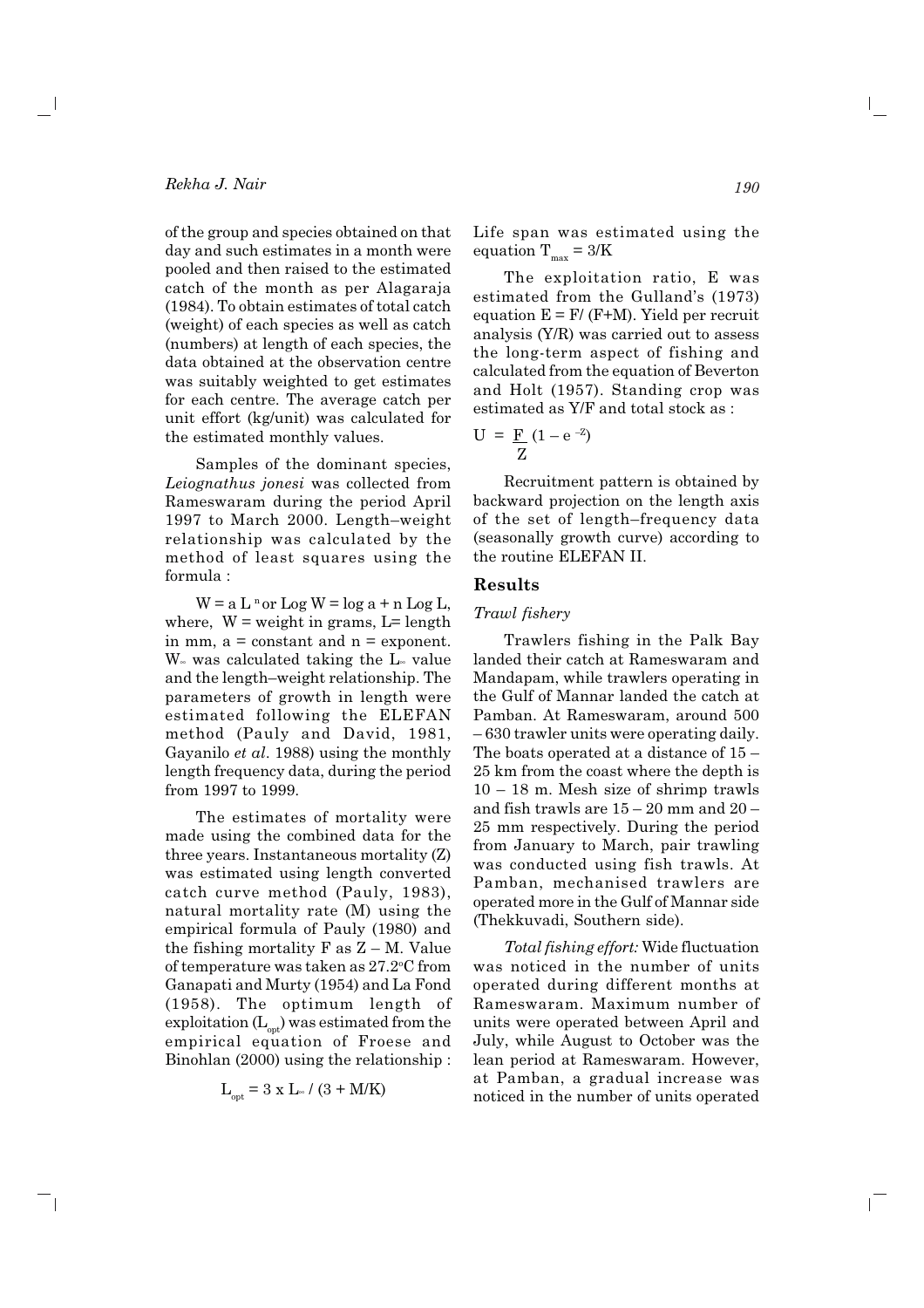of the group and species obtained on that day and such estimates in a month were pooled and then raised to the estimated catch of the month as per Alagaraja (1984). To obtain estimates of total catch (weight) of each species as well as catch (numbers) at length of each species, the data obtained at the observation centre was suitably weighted to get estimates for each centre. The average catch per unit effort (kg/unit) was calculated for the estimated monthly values.

Samples of the dominant species, *Leiognathus jonesi* was collected from Rameswaram during the period April 1997 to March 2000. Length–weight relationship was calculated by the method of least squares using the formula :

$W = a L^n$ or $\text{Log } W = \log a + n \text{ Log } L$, where, W = weight in grams, L= length in mm, a = constant and n = exponent. $W_\infty$ was calculated taking the $L_\infty$ value and the length–weight relationship. The parameters of growth in length were estimated following the ELEFAN method (Pauly and David, 1981, Gayanilo *et al*. 1988) using the monthly length frequency data, during the period from 1997 to 1999.

The estimates of mortality were made using the combined data for the three years. Instantaneous mortality (Z) was estimated using length converted catch curve method (Pauly, 1983), natural mortality rate (M) using the empirical formula of Pauly (1980) and the fishing mortality F as Z – M. Value of temperature was taken as 27.2°C from Ganapati and Murty (1954) and La Fond (1958). The optimum length of exploitation ($L_{opt}$) was estimated from the empirical equation of Froese and Binohlan (2000) using the relationship :

$$L_{opt} = 3 \times L_\infty / (3 + M/K)$$

Life span was estimated using the equation $T_{max} = 3/K$

The exploitation ratio, E was estimated from the Gulland's (1973) equation $E = F/(F+M)$. Yield per recruit analysis (Y/R) was carried out to assess the long-term aspect of fishing and calculated from the equation of Beverton and Holt (1957). Standing crop was estimated as Y/F and total stock as :

$$U = \frac{F}{Z}(1 - e^{-Z})$$

Recruitment pattern is obtained by backward projection on the length axis of the set of length–frequency data (seasonally growth curve) according to the routine ELEFAN II.

## Results

### *Trawl fishery*

Trawlers fishing in the Palk Bay landed their catch at Rameswaram and Mandapam, while trawlers operating in the Gulf of Mannar landed the catch at Pamban. At Rameswaram, around 500 – 630 trawler units were operating daily. The boats operated at a distance of 15 – 25 km from the coast where the depth is 10 – 18 m. Mesh size of shrimp trawls and fish trawls are 15 – 20 mm and 20 – 25 mm respectively. During the period from January to March, pair trawling was conducted using fish trawls. At Pamban, mechanised trawlers are operated more in the Gulf of Mannar side (Thekkuvadi, Southern side).

*Total fishing effort:* Wide fluctuation was noticed in the number of units operated during different months at Rameswaram. Maximum number of units were operated between April and July, while August to October was the lean period at Rameswaram. However, at Pamban, a gradual increase was noticed in the number of units operated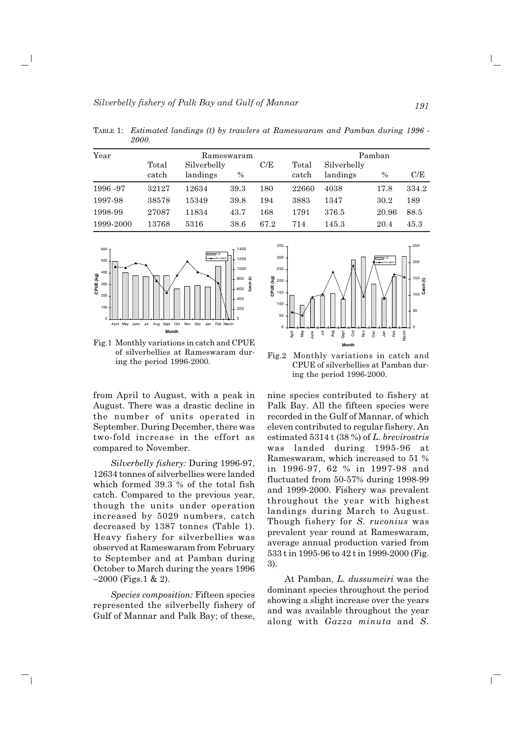TABLE 1: *Estimated landings (t) by trawlers at Rameswaram and Pamban during 1996 - 2000.*

| Year | Rameswaram | | | | Pamban | | | |
|---|---|---|---|---|---|---|---|---|
| | Total catch | Silverbelly landings | % | C/E | Total catch | Silverbelly landings | % | C/E |
| 1996 -97 | 32127 | 12634 | 39.3 | 180 | 22660 | 4038 | 17.8 | 334.2 |
| 1997-98 | 38578 | 15349 | 39.8 | 194 | 3883 | 1347 | 30.2 | 189 |
| 1998-99 | 27087 | 11834 | 43.7 | 168 | 1791 | 376.5 | 20.96 | 88.5 |
| 1999-2000 | 13768 | 5316 | 38.6 | 67.2 | 714 | 145.3 | 20.4 | 45.3 |

Fig.1 Monthly variations in catch and CPUE of silverbellies at Rameswaram during the period 1996-2000.

Fig.2 Monthly variations in catch and CPUE of silverbellies at Pamban during the period 1996-2000.

from April to August, with a peak in August. There was a drastic decline in the number of units operated in September. During December, there was two-fold increase in the effort as compared to November.

*Silverbelly fishery:* During 1996-97, 12634 tonnes of silverbellies were landed which formed 39.3 % of the total fish catch. Compared to the previous year, though the units under operation increased by 5029 numbers, catch decreased by 1387 tonnes (Table 1). Heavy fishery for silverbellies was observed at Rameswaram from February to September and at Pamban during October to March during the years 1996 –2000 (Figs.1 & 2).

*Species composition:* Fifteen species represented the silverbelly fishery of Gulf of Mannar and Palk Bay; of these, nine species contributed to fishery at Palk Bay. All the fifteen species were recorded in the Gulf of Mannar, of which eleven contributed to regular fishery. An estimated 5314 t (38 %) of *L. brevirostris* was landed during 1995-96 at Rameswaram, which increased to 51 % in 1996-97, 62 % in 1997-98 and fluctuated from 50-57% during 1998-99 and 1999-2000. Fishery was prevalent throughout the year with highest landings during March to August. Though fishery for *S. ruconius* was prevalent year round at Rameswaram, average annual production varied from 533 t in 1995-96 to 42 t in 1999-2000 (Fig. 3).

At Pamban, *L. dussumeiri* was the dominant species throughout the period showing a slight increase over the years and was available throughout the year along with *Gazza minuta* and *S.*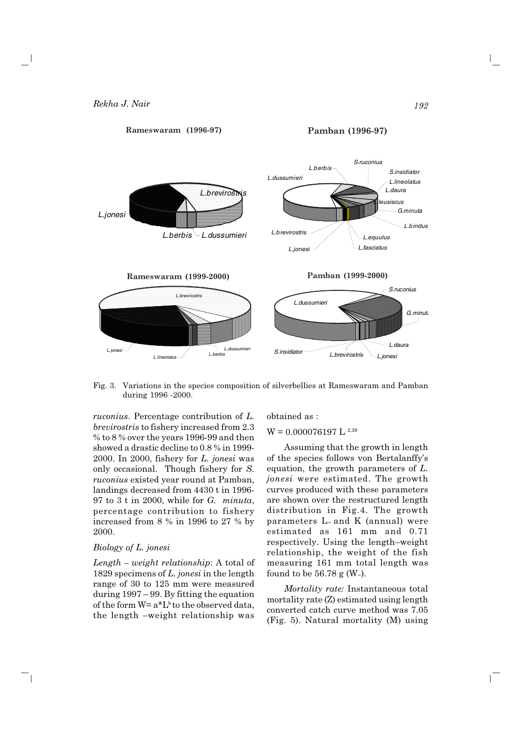Fig. 3. Variations in the species composition of silverbellies at Rameswaram and Pamban during 1996 -2000.

*ruconius*. Percentage contribution of *L. brevirostris* to fishery increased from 2.3 % to 8 % over the years 1996-99 and then showed a drastic decline to 0.8 % in 1999-2000. In 2000, fishery for *L. jonesi* was only occasional. Though fishery for *S. ruconius* existed year round at Pamban, landings decreased from 4430 t in 1996-97 to 3 t in 2000, while for *G. minuta*, percentage contribution to fishery increased from 8 % in 1996 to 27 % by 2000.

### Biology of *L. jonesi*

*Length – weight relationship*: A total of 1829 specimens of *L. jonesi* in the length range of 30 to 125 mm were measured during 1997 – 99. By fitting the equation of the form $W= a*L^b$ to the observed data, the length –weight relationship was obtained as :

$$W = 0.000076197 \ L^{2.38}$$

Assuming that the growth in length of the species follows von Bertalanffy's equation, the growth parameters of *L. jonesi* were estimated. The growth curves produced with these parameters are shown over the restructured length distribution in Fig.4. The growth parameters $L_\infty$ and K (annual) were estimated as 161 mm and 0.71 respectively. Using the length–weight relationship, the weight of the fish measuring 161 mm total length was found to be 56.78 g ($W_\infty$).

*Mortality rate:* Instantaneous total mortality rate (Z) estimated using length converted catch curve method was 7.05 (Fig. 5). Natural mortality (M) using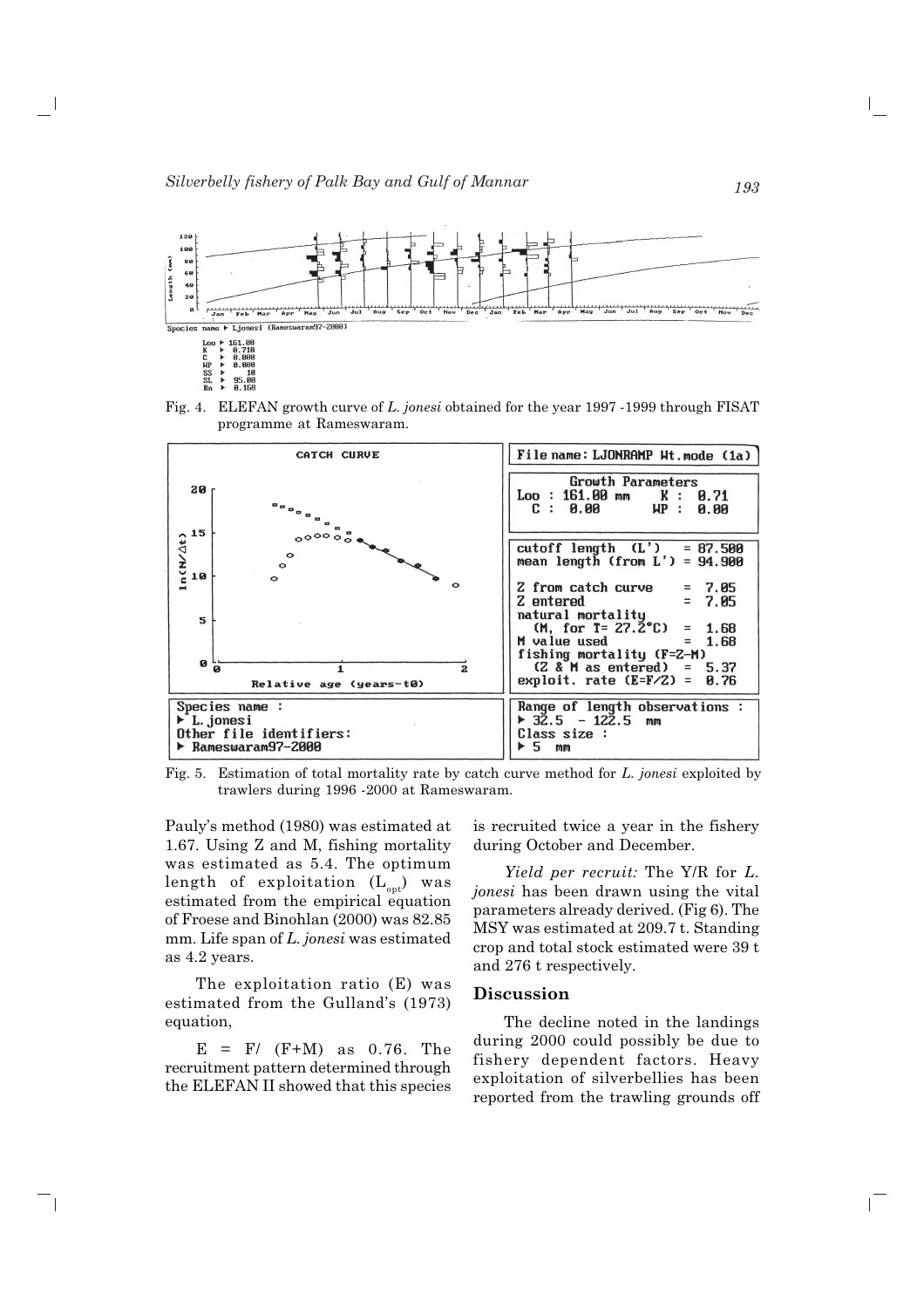Fig. 4. ELEFAN growth curve of *L. jonesi* obtained for the year 1997 -1999 through FISAT programme at Rameswaram.

Fig. 5. Estimation of total mortality rate by catch curve method for *L. jonesi* exploited by trawlers during 1996 -2000 at Rameswaram.

Pauly's method (1980) was estimated at 1.67. Using Z and M, fishing mortality was estimated as 5.4. The optimum length of exploitation ($L_{opt}$) was estimated from the empirical equation of Froese and Binohlan (2000) was 82.85 mm. Life span of *L. jonesi* was estimated as 4.2 years.

The exploitation ratio (E) was estimated from the Gulland's (1973) equation,

$E = F/ (F+M)$ as 0.76. The recruitment pattern determined through the ELEFAN II showed that this species is recruited twice a year in the fishery during October and December.

*Yield per recruit:* The Y/R for *L. jonesi* has been drawn using the vital parameters already derived. (Fig 6). The MSY was estimated at 209.7 t. Standing crop and total stock estimated were 39 t and 276 t respectively.

## Discussion

The decline noted in the landings during 2000 could possibly be due to fishery dependent factors. Heavy exploitation of silverbellies has been reported from the trawling grounds off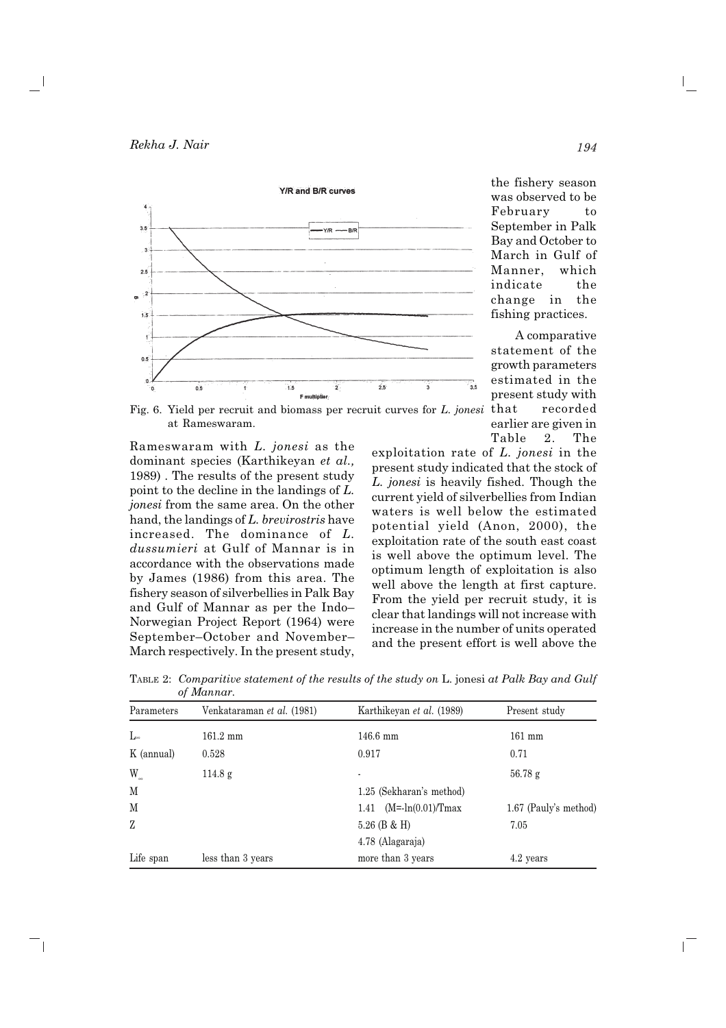Fig. 6. Yield per recruit and biomass per recruit curves for *L. jonesi* at Rameswaram.

Rameswaram with *L. jonesi* as the dominant species (Karthikeyan *et al.,* 1989) . The results of the present study point to the decline in the landings of *L. jonesi* from the same area. On the other hand, the landings of *L. brevirostris* have increased. The dominance of *L. dussumieri* at Gulf of Mannar is in accordance with the observations made by James (1986) from this area. The fishery season of silverbellies in Palk Bay and Gulf of Mannar as per the Indo–Norwegian Project Report (1964) were September–October and November–March respectively. In the present study, the fishery season was observed to be February to September in Palk Bay and October to March in Gulf of Manner, which indicate the change in the fishing practices.

A comparative statement of the growth parameters estimated in the present study with that recorded earlier are given in Table 2. The exploitation rate of *L. jonesi* in the present study indicated that the stock of *L. jonesi* is heavily fished. Though the current yield of silverbellies from Indian waters is well below the estimated potential yield (Anon, 2000), the exploitation rate of the south east coast is well above the optimum level. The optimum length of exploitation is also well above the length at first capture. From the yield per recruit study, it is clear that landings will not increase with increase in the number of units operated and the present effort is well above the

TABLE 2: *Comparitive statement of the results of the study on* L. jonesi *at Palk Bay and Gulf of Mannar.*

| Parameters | Venkataraman *et al.* (1981) | Karthikeyan *et al.* (1989) | Present study |
|---|---|---|---|
| $L_\infty$ | 161.2 mm | 146.6 mm | 161 mm |
| K (annual) | 0.528 | 0.917 | 0.71 |
| $W_\infty$ | 114.8 g | - | 56.78 g |
| M | | 1.25 (Sekharan's method) | |
| M | | 1.41 (M=-ln(0.01)/Tmax | 1.67 (Pauly's method) |
| Z | | 5.26 (B & H) | 7.05 |
| | | 4.78 (Alagaraja) | |
| Life span | less than 3 years | more than 3 years | 4.2 years |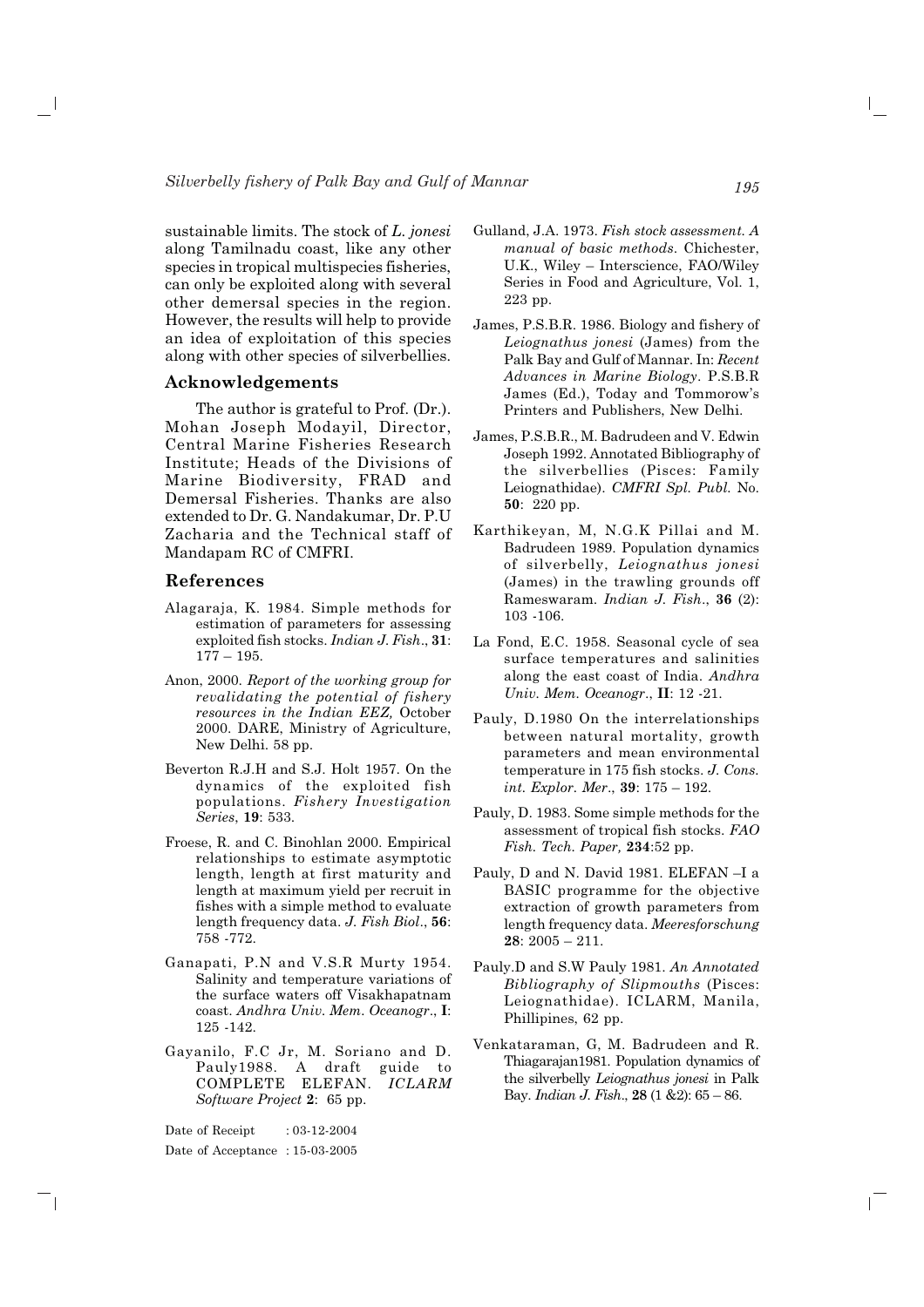sustainable limits. The stock of *L. jonesi* along Tamilnadu coast, like any other species in tropical multispecies fisheries, can only be exploited along with several other demersal species in the region. However, the results will help to provide an idea of exploitation of this species along with other species of silverbellies.

## Acknowledgements

The author is grateful to Prof. (Dr.). Mohan Joseph Modayil, Director, Central Marine Fisheries Research Institute; Heads of the Divisions of Marine Biodiversity, FRAD and Demersal Fisheries. Thanks are also extended to Dr. G. Nandakumar, Dr. P.U Zacharia and the Technical staff of Mandapam RC of CMFRI.

## References

Alagaraja, K. 1984. Simple methods for estimation of parameters for assessing exploited fish stocks. *Indian J. Fish*., **31**: 177 – 195.

Anon, 2000. *Report of the working group for revalidating the potential of fishery resources in the Indian EEZ,* October 2000. DARE, Ministry of Agriculture, New Delhi. 58 pp.

Beverton R.J.H and S.J. Holt 1957. On the dynamics of the exploited fish populations. *Fishery Investigation Series*, **19**: 533.

Froese, R. and C. Binohlan 2000. Empirical relationships to estimate asymptotic length, length at first maturity and length at maximum yield per recruit in fishes with a simple method to evaluate length frequency data. *J. Fish Biol*., **56**: 758 -772.

Ganapati, P.N and V.S.R Murty 1954. Salinity and temperature variations of the surface waters off Visakhapatnam coast. *Andhra Univ. Mem. Oceanogr*., **I**: 125 -142.

Gayanilo, F.C Jr, M. Soriano and D. Pauly1988. A draft guide to COMPLETE ELEFAN. *ICLARM Software Project* **2**: 65 pp.

Gulland, J.A. 1973. *Fish stock assessment. A manual of basic methods*. Chichester, U.K., Wiley – Interscience, FAO/Wiley Series in Food and Agriculture, Vol. 1, 223 pp.

James, P.S.B.R. 1986. Biology and fishery of *Leiognathus jonesi* (James) from the Palk Bay and Gulf of Mannar. In: *Recent Advances in Marine Biology*. P.S.B.R James (Ed.), Today and Tommorow's Printers and Publishers, New Delhi.

James, P.S.B.R., M. Badrudeen and V. Edwin Joseph 1992. Annotated Bibliography of the silverbellies (Pisces: Family Leiognathidae). *CMFRI Spl. Publ.* No. **50**: 220 pp.

Karthikeyan, M, N.G.K Pillai and M. Badrudeen 1989. Population dynamics of silverbelly, *Leiognathus jonesi* (James) in the trawling grounds off Rameswaram. *Indian J. Fish*., **36** (2): 103 -106.

La Fond, E.C. 1958. Seasonal cycle of sea surface temperatures and salinities along the east coast of India. *Andhra Univ. Mem. Oceanogr*., **II**: 12 -21.

Pauly, D.1980 On the interrelationships between natural mortality, growth parameters and mean environmental temperature in 175 fish stocks. *J. Cons. int. Explor. Mer*., **39**: 175 – 192.

Pauly, D. 1983. Some simple methods for the assessment of tropical fish stocks. *FAO Fish. Tech. Paper,* **234**:52 pp.

Pauly, D and N. David 1981. ELEFAN –I a BASIC programme for the objective extraction of growth parameters from length frequency data. *Meeresforschung* **28**: 2005 – 211.

Pauly.D and S.W Pauly 1981. *An Annotated Bibliography of Slipmouths* (Pisces: Leiognathidae). ICLARM, Manila, Phillipines, 62 pp.

Venkataraman, G, M. Badrudeen and R. Thiagarajan1981. Population dynamics of the silverbelly *Leiognathus jonesi* in Palk Bay. *Indian J. Fish*., **28** (1 &2): 65 – 86.

Date of Receipt : 03-12-2004

Date of Acceptance : 15-03-2005